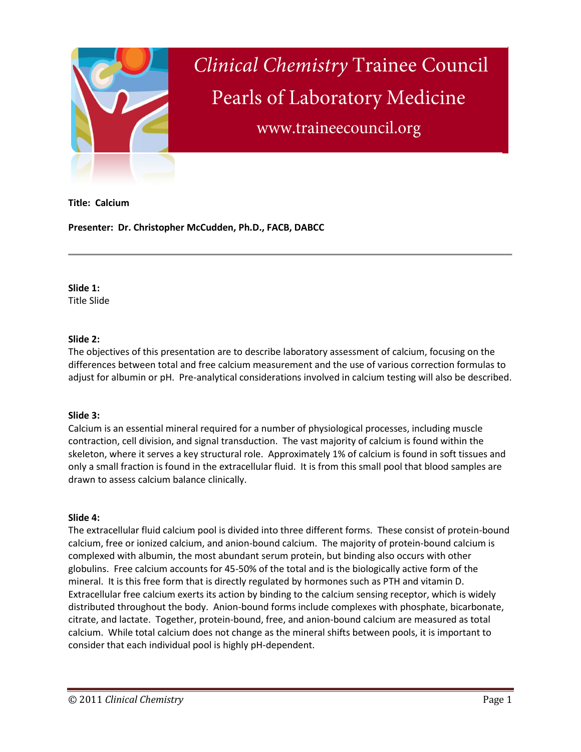# *Clinical Chemistry* Trainee Council

## Pearls of Laboratory Medicine

www.traineecouncil.org

**Title: Calcium**

**Presenter: Dr. Christopher McCudden, Ph.D., FACB, DABCC**

---

**Slide 1:**
Title Slide

**Slide 2:**
The objectives of this presentation are to describe laboratory assessment of calcium, focusing on the differences between total and free calcium measurement and the use of various correction formulas to adjust for albumin or pH. Pre-analytical considerations involved in calcium testing will also be described.

**Slide 3:**
Calcium is an essential mineral required for a number of physiological processes, including muscle contraction, cell division, and signal transduction. The vast majority of calcium is found within the skeleton, where it serves a key structural role. Approximately 1% of calcium is found in soft tissues and only a small fraction is found in the extracellular fluid. It is from this small pool that blood samples are drawn to assess calcium balance clinically.

**Slide 4:**
The extracellular fluid calcium pool is divided into three different forms. These consist of protein-bound calcium, free or ionized calcium, and anion-bound calcium. The majority of protein-bound calcium is complexed with albumin, the most abundant serum protein, but binding also occurs with other globulins. Free calcium accounts for 45-50% of the total and is the biologically active form of the mineral. It is this free form that is directly regulated by hormones such as PTH and vitamin D. Extracellular free calcium exerts its action by binding to the calcium sensing receptor, which is widely distributed throughout the body. Anion-bound forms include complexes with phosphate, bicarbonate, citrate, and lactate. Together, protein-bound, free, and anion-bound calcium are measured as total calcium. While total calcium does not change as the mineral shifts between pools, it is important to consider that each individual pool is highly pH-dependent.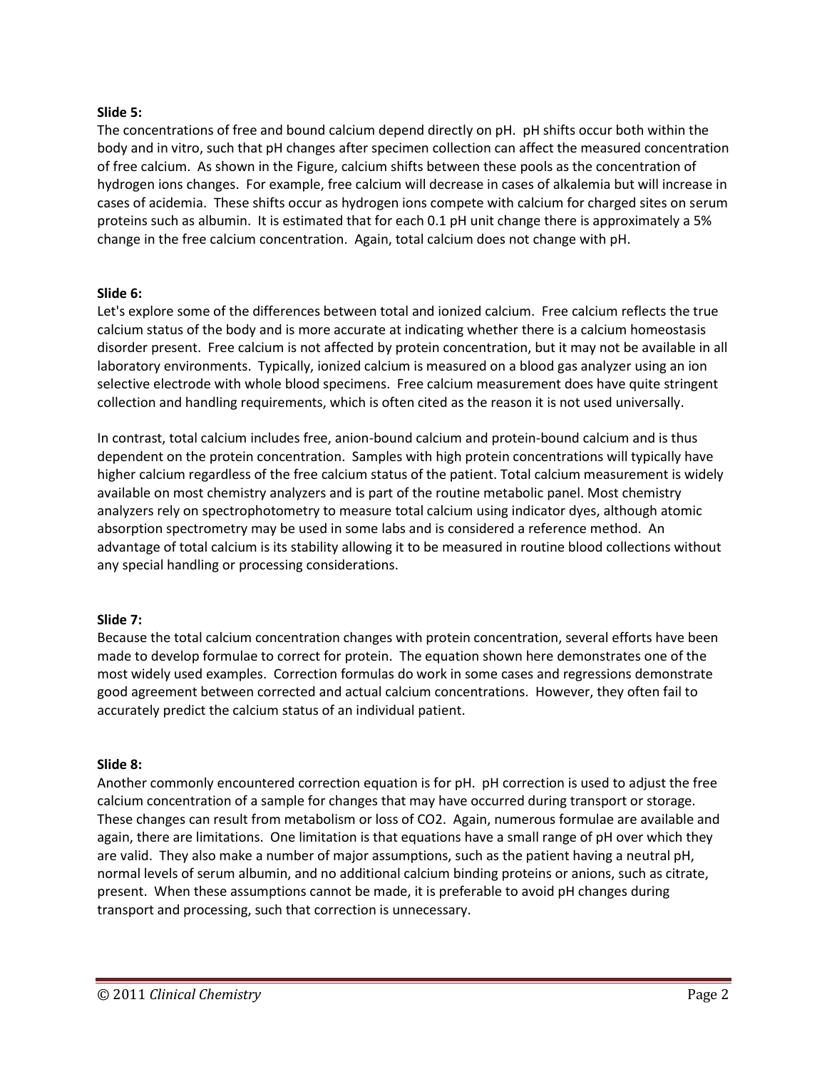**Slide 5:**

The concentrations of free and bound calcium depend directly on pH. pH shifts occur both within the body and in vitro, such that pH changes after specimen collection can affect the measured concentration of free calcium. As shown in the Figure, calcium shifts between these pools as the concentration of hydrogen ions changes. For example, free calcium will decrease in cases of alkalemia but will increase in cases of acidemia. These shifts occur as hydrogen ions compete with calcium for charged sites on serum proteins such as albumin. It is estimated that for each 0.1 pH unit change there is approximately a 5% change in the free calcium concentration. Again, total calcium does not change with pH.

**Slide 6:**

Let's explore some of the differences between total and ionized calcium. Free calcium reflects the true calcium status of the body and is more accurate at indicating whether there is a calcium homeostasis disorder present. Free calcium is not affected by protein concentration, but it may not be available in all laboratory environments. Typically, ionized calcium is measured on a blood gas analyzer using an ion selective electrode with whole blood specimens. Free calcium measurement does have quite stringent collection and handling requirements, which is often cited as the reason it is not used universally.

In contrast, total calcium includes free, anion-bound calcium and protein-bound calcium and is thus dependent on the protein concentration. Samples with high protein concentrations will typically have higher calcium regardless of the free calcium status of the patient. Total calcium measurement is widely available on most chemistry analyzers and is part of the routine metabolic panel. Most chemistry analyzers rely on spectrophotometry to measure total calcium using indicator dyes, although atomic absorption spectrometry may be used in some labs and is considered a reference method. An advantage of total calcium is its stability allowing it to be measured in routine blood collections without any special handling or processing considerations.

**Slide 7:**

Because the total calcium concentration changes with protein concentration, several efforts have been made to develop formulae to correct for protein. The equation shown here demonstrates one of the most widely used examples. Correction formulas do work in some cases and regressions demonstrate good agreement between corrected and actual calcium concentrations. However, they often fail to accurately predict the calcium status of an individual patient.

**Slide 8:**

Another commonly encountered correction equation is for pH. pH correction is used to adjust the free calcium concentration of a sample for changes that may have occurred during transport or storage. These changes can result from metabolism or loss of $CO_2$. Again, numerous formulae are available and again, there are limitations. One limitation is that equations have a small range of pH over which they are valid. They also make a number of major assumptions, such as the patient having a neutral pH, normal levels of serum albumin, and no additional calcium binding proteins or anions, such as citrate, present. When these assumptions cannot be made, it is preferable to avoid pH changes during transport and processing, such that correction is unnecessary.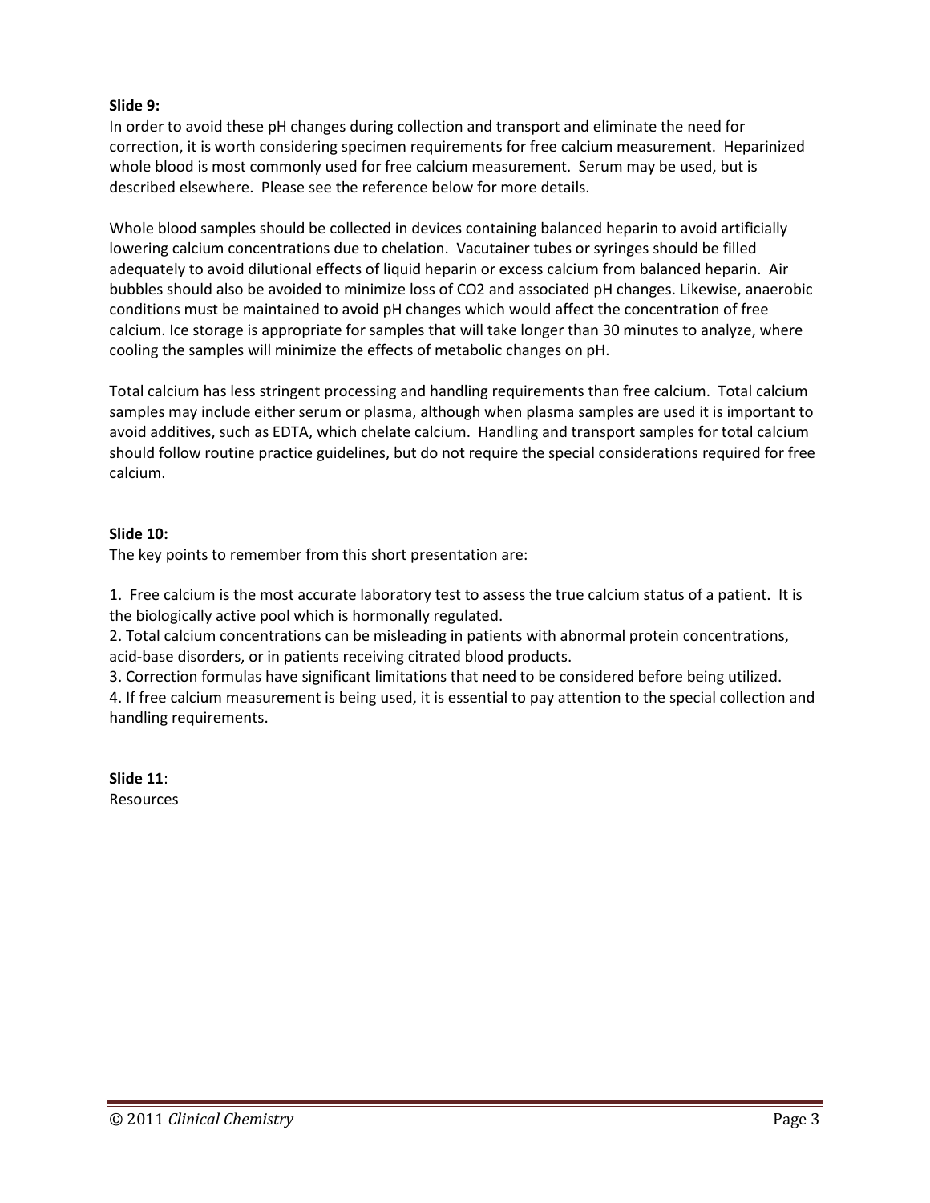**Slide 9:**
In order to avoid these pH changes during collection and transport and eliminate the need for correction, it is worth considering specimen requirements for free calcium measurement. Heparinized whole blood is most commonly used for free calcium measurement. Serum may be used, but is described elsewhere. Please see the reference below for more details.

Whole blood samples should be collected in devices containing balanced heparin to avoid artificially lowering calcium concentrations due to chelation. Vacutainer tubes or syringes should be filled adequately to avoid dilutional effects of liquid heparin or excess calcium from balanced heparin. Air bubbles should also be avoided to minimize loss of $CO_2$ and associated pH changes. Likewise, anaerobic conditions must be maintained to avoid pH changes which would affect the concentration of free calcium. Ice storage is appropriate for samples that will take longer than 30 minutes to analyze, where cooling the samples will minimize the effects of metabolic changes on pH.

Total calcium has less stringent processing and handling requirements than free calcium. Total calcium samples may include either serum or plasma, although when plasma samples are used it is important to avoid additives, such as EDTA, which chelate calcium. Handling and transport samples for total calcium should follow routine practice guidelines, but do not require the special considerations required for free calcium.

**Slide 10:**
The key points to remember from this short presentation are:

1. Free calcium is the most accurate laboratory test to assess the true calcium status of a patient. It is the biologically active pool which is hormonally regulated.
2. Total calcium concentrations can be misleading in patients with abnormal protein concentrations, acid-base disorders, or in patients receiving citrated blood products.
3. Correction formulas have significant limitations that need to be considered before being utilized.
4. If free calcium measurement is being used, it is essential to pay attention to the special collection and handling requirements.

**Slide 11**:
Resources